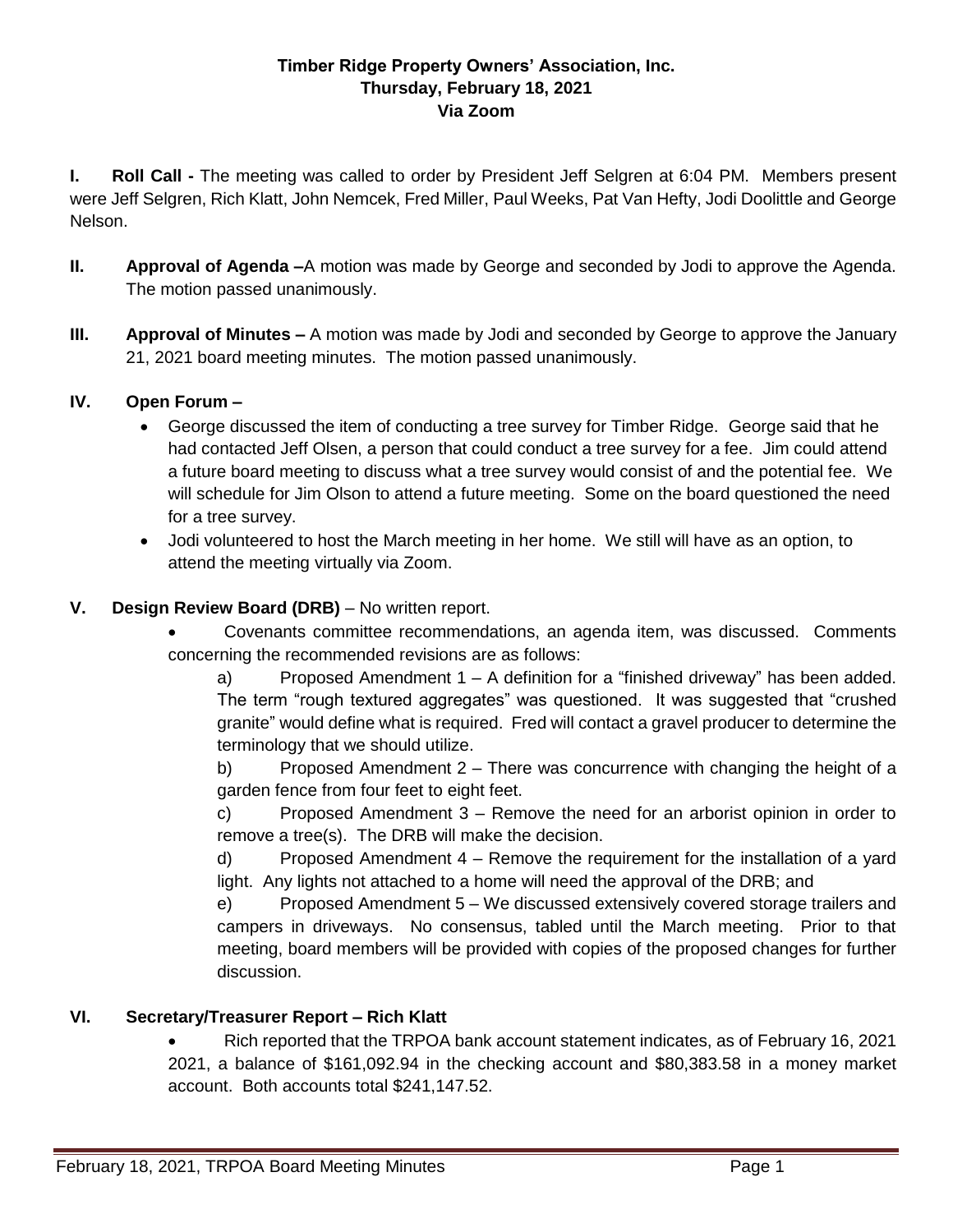**Timber Ridge Property Owners' Association, Inc.**
**Thursday, February 18, 2021**
**Via Zoom**

**I. Roll Call -** The meeting was called to order by President Jeff Selgren at 6:04 PM. Members present were Jeff Selgren, Rich Klatt, John Nemcek, Fred Miller, Paul Weeks, Pat Van Hefty, Jodi Doolittle and George Nelson.

**II. Approval of Agenda –**A motion was made by George and seconded by Jodi to approve the Agenda. The motion passed unanimously.

**III. Approval of Minutes –** A motion was made by Jodi and seconded by George to approve the January 21, 2021 board meeting minutes. The motion passed unanimously.

**IV. Open Forum –**

- George discussed the item of conducting a tree survey for Timber Ridge. George said that he had contacted Jeff Olsen, a person that could conduct a tree survey for a fee. Jim could attend a future board meeting to discuss what a tree survey would consist of and the potential fee. We will schedule for Jim Olson to attend a future meeting. Some on the board questioned the need for a tree survey.
- Jodi volunteered to host the March meeting in her home. We still will have as an option, to attend the meeting virtually via Zoom.

**V. Design Review Board (DRB)** – No written report.

- Covenants committee recommendations, an agenda item, was discussed. Comments concerning the recommended revisions are as follows:

  a) Proposed Amendment 1 – A definition for a "finished driveway" has been added. The term "rough textured aggregates" was questioned. It was suggested that "crushed granite" would define what is required. Fred will contact a gravel producer to determine the terminology that we should utilize.

  b) Proposed Amendment 2 – There was concurrence with changing the height of a garden fence from four feet to eight feet.

  c) Proposed Amendment 3 – Remove the need for an arborist opinion in order to remove a tree(s). The DRB will make the decision.

  d) Proposed Amendment 4 – Remove the requirement for the installation of a yard light. Any lights not attached to a home will need the approval of the DRB; and

  e) Proposed Amendment 5 – We discussed extensively covered storage trailers and campers in driveways. No consensus, tabled until the March meeting. Prior to that meeting, board members will be provided with copies of the proposed changes for further discussion.

**VI. Secretary/Treasurer Report – Rich Klatt**

- Rich reported that the TRPOA bank account statement indicates, as of February 16, 2021 2021, a balance of $161,092.94 in the checking account and $80,383.58 in a money market account. Both accounts total $241,147.52.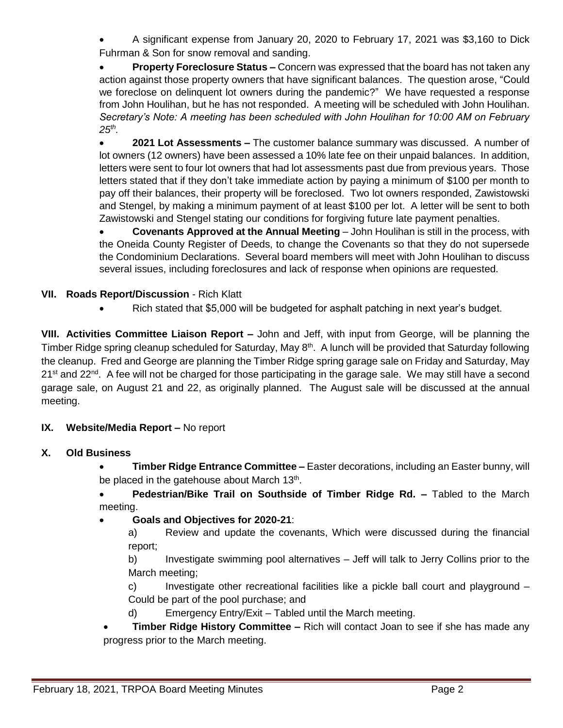- A significant expense from January 20, 2020 to February 17, 2021 was $3,160 to Dick Fuhrman & Son for snow removal and sanding.
- **Property Foreclosure Status –** Concern was expressed that the board has not taken any action against those property owners that have significant balances. The question arose, "Could we foreclose on delinquent lot owners during the pandemic?" We have requested a response from John Houlihan, but he has not responded. A meeting will be scheduled with John Houlihan. *Secretary's Note: A meeting has been scheduled with John Houlihan for 10:00 AM on February 25th.*
- **2021 Lot Assessments –** The customer balance summary was discussed. A number of lot owners (12 owners) have been assessed a 10% late fee on their unpaid balances. In addition, letters were sent to four lot owners that had lot assessments past due from previous years. Those letters stated that if they don't take immediate action by paying a minimum of $100 per month to pay off their balances, their property will be foreclosed. Two lot owners responded, Zawistowski and Stengel, by making a minimum payment of at least $100 per lot. A letter will be sent to both Zawistowski and Stengel stating our conditions for forgiving future late payment penalties.
- **Covenants Approved at the Annual Meeting** – John Houlihan is still in the process, with the Oneida County Register of Deeds, to change the Covenants so that they do not supersede the Condominium Declarations. Several board members will meet with John Houlihan to discuss several issues, including foreclosures and lack of response when opinions are requested.

## VII. Roads Report/Discussion - Rich Klatt

- Rich stated that $5,000 will be budgeted for asphalt patching in next year's budget.

**VIII. Activities Committee Liaison Report –** John and Jeff, with input from George, will be planning the Timber Ridge spring cleanup scheduled for Saturday, May 8th. A lunch will be provided that Saturday following the cleanup. Fred and George are planning the Timber Ridge spring garage sale on Friday and Saturday, May 21st and 22nd. A fee will not be charged for those participating in the garage sale. We may still have a second garage sale, on August 21 and 22, as originally planned. The August sale will be discussed at the annual meeting.

## IX. Website/Media Report – No report

## X. Old Business

- **Timber Ridge Entrance Committee –** Easter decorations, including an Easter bunny, will be placed in the gatehouse about March 13th.
- **Pedestrian/Bike Trail on Southside of Timber Ridge Rd. –** Tabled to the March meeting.
- **Goals and Objectives for 2020-21**:
  - a) Review and update the covenants, Which were discussed during the financial report;
  - b) Investigate swimming pool alternatives – Jeff will talk to Jerry Collins prior to the March meeting;
  - c) Investigate other recreational facilities like a pickle ball court and playground – Could be part of the pool purchase; and
  - d) Emergency Entry/Exit – Tabled until the March meeting.
- **Timber Ridge History Committee –** Rich will contact Joan to see if she has made any progress prior to the March meeting.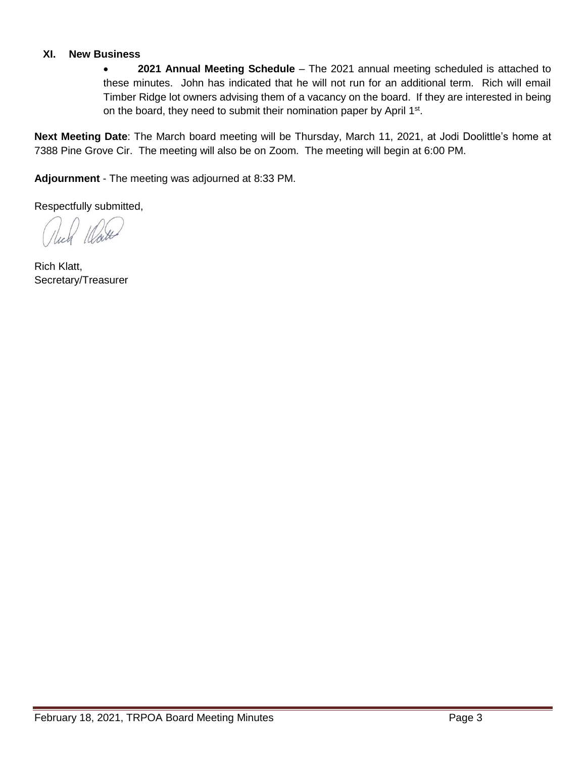## XI. New Business

- **2021 Annual Meeting Schedule** – The 2021 annual meeting scheduled is attached to these minutes. John has indicated that he will not run for an additional term. Rich will email Timber Ridge lot owners advising them of a vacancy on the board. If they are interested in being on the board, they need to submit their nomination paper by April 1st.

**Next Meeting Date**: The March board meeting will be Thursday, March 11, 2021, at Jodi Doolittle's home at 7388 Pine Grove Cir. The meeting will also be on Zoom. The meeting will begin at 6:00 PM.

**Adjournment** - The meeting was adjourned at 8:33 PM.

Respectfully submitted,

Rich Klatt,
Secretary/Treasurer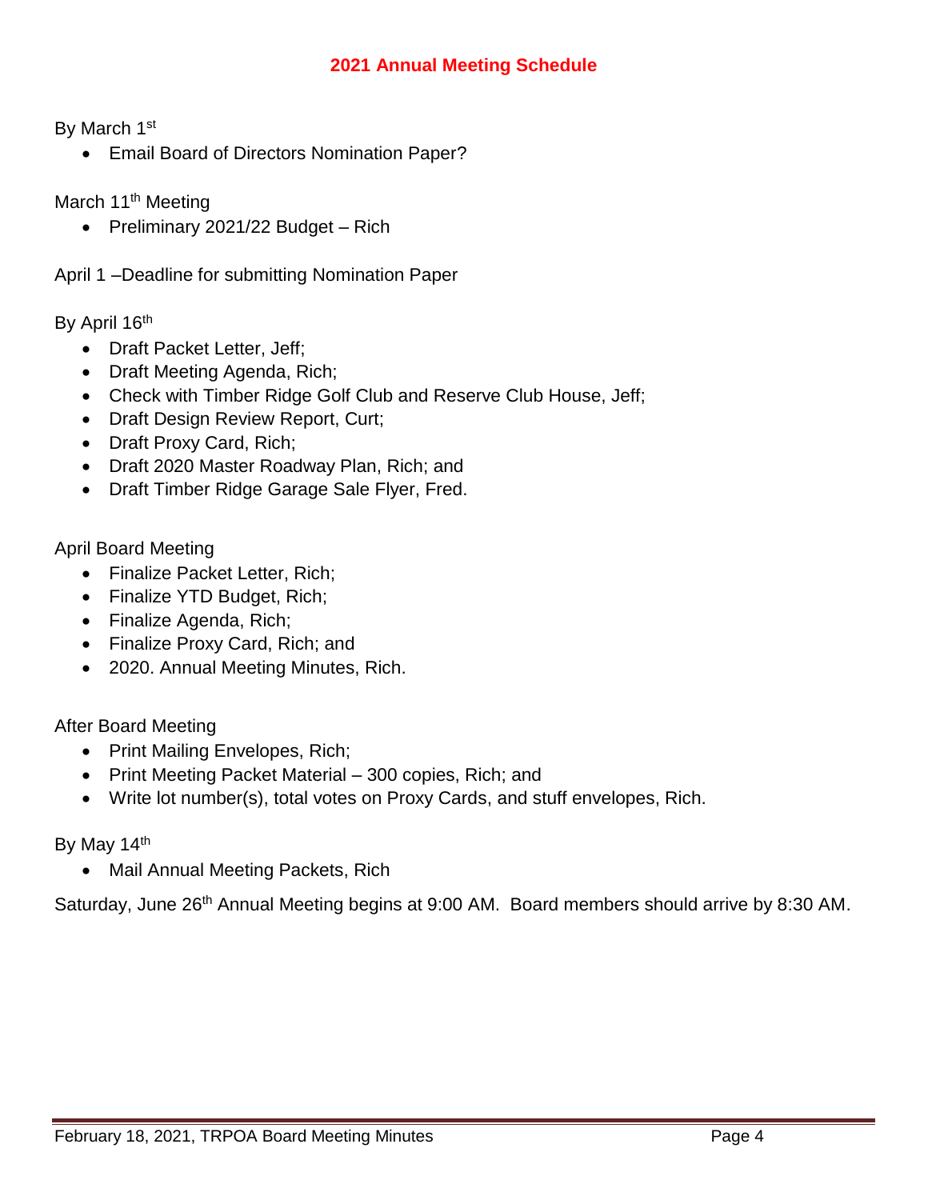## 2021 Annual Meeting Schedule

By March 1st

- Email Board of Directors Nomination Paper?

March 11th Meeting

- Preliminary 2021/22 Budget – Rich

April 1 –Deadline for submitting Nomination Paper

By April 16th

- Draft Packet Letter, Jeff;
- Draft Meeting Agenda, Rich;
- Check with Timber Ridge Golf Club and Reserve Club House, Jeff;
- Draft Design Review Report, Curt;
- Draft Proxy Card, Rich;
- Draft 2020 Master Roadway Plan, Rich; and
- Draft Timber Ridge Garage Sale Flyer, Fred.

April Board Meeting

- Finalize Packet Letter, Rich;
- Finalize YTD Budget, Rich;
- Finalize Agenda, Rich;
- Finalize Proxy Card, Rich; and
- 2020. Annual Meeting Minutes, Rich.

After Board Meeting

- Print Mailing Envelopes, Rich;
- Print Meeting Packet Material – 300 copies, Rich; and
- Write lot number(s), total votes on Proxy Cards, and stuff envelopes, Rich.

By May 14th

- Mail Annual Meeting Packets, Rich

Saturday, June 26th Annual Meeting begins at 9:00 AM. Board members should arrive by 8:30 AM.